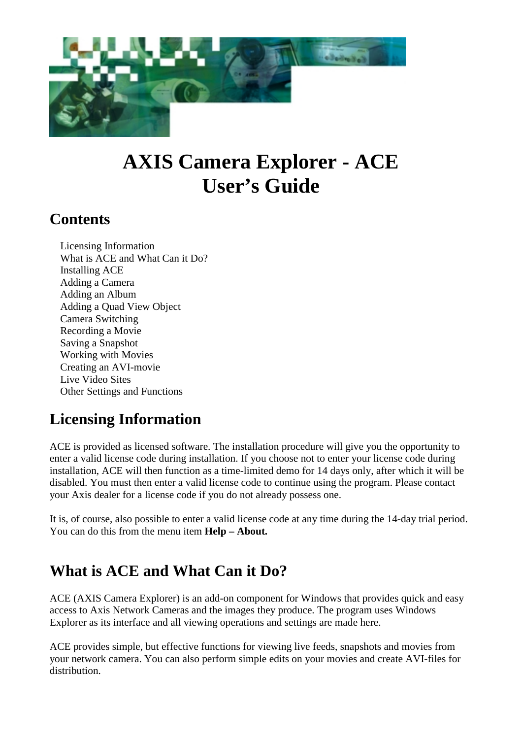# AXIS Camera Explorer - ACE User's Guide

## Contents

- Licensing Information
- What is ACE and What Can it Do?
- Installing ACE
- Adding a Camera
- Adding an Album
- Adding a Quad View Object
- Camera Switching
- Recording a Movie
- Saving a Snapshot
- Working with Movies
- Creating an AVI-movie
- Live Video Sites
- Other Settings and Functions

## Licensing Information

ACE is provided as licensed software. The installation procedure will give you the opportunity to enter a valid license code during installation. If you choose not to enter your license code during installation, ACE will then function as a time-limited demo for 14 days only, after which it will be disabled. You must then enter a valid license code to continue using the program. Please contact your Axis dealer for a license code if you do not already possess one.

It is, of course, also possible to enter a valid license code at any time during the 14-day trial period. You can do this from the menu item **Help – About.**

## What is ACE and What Can it Do?

ACE (AXIS Camera Explorer) is an add-on component for Windows that provides quick and easy access to Axis Network Cameras and the images they produce. The program uses Windows Explorer as its interface and all viewing operations and settings are made here.

ACE provides simple, but effective functions for viewing live feeds, snapshots and movies from your network camera. You can also perform simple edits on your movies and create AVI-files for distribution.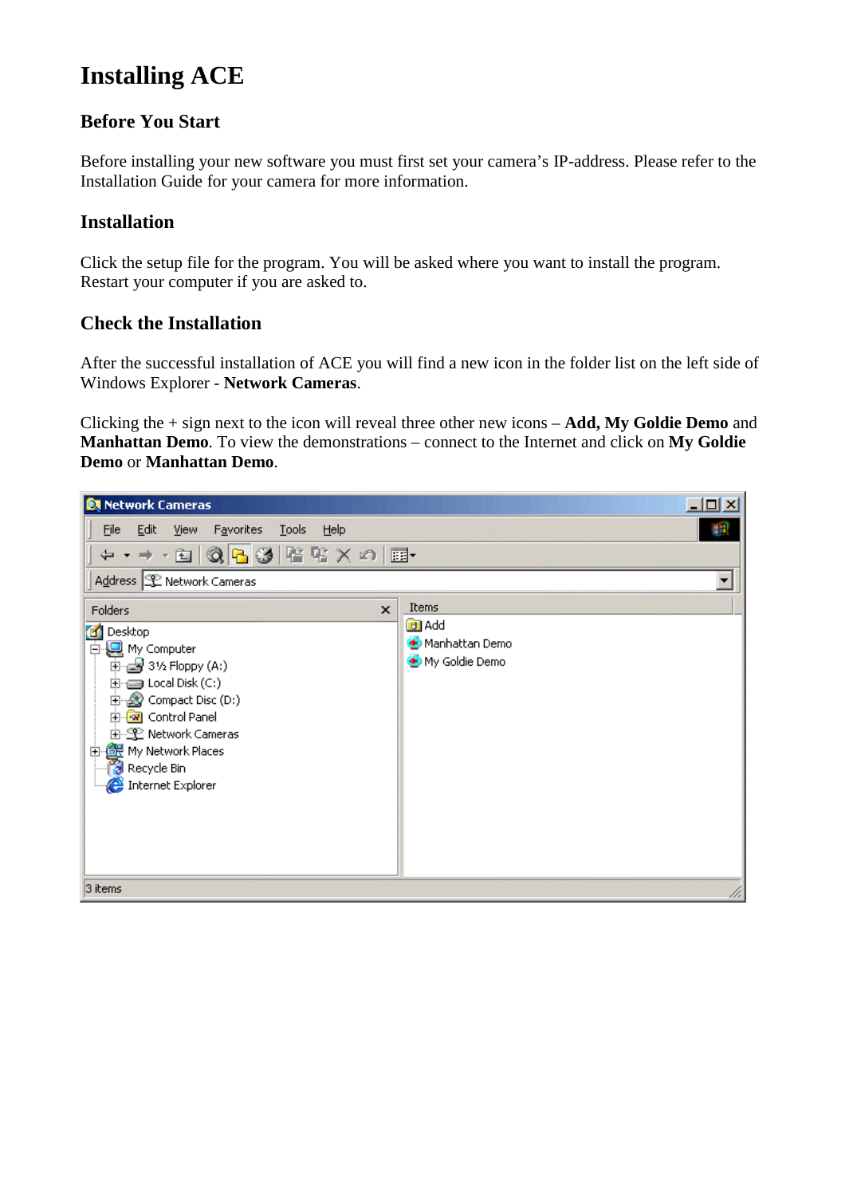# Installing ACE

## Before You Start

Before installing your new software you must first set your camera's IP-address. Please refer to the Installation Guide for your camera for more information.

## Installation

Click the setup file for the program. You will be asked where you want to install the program. Restart your computer if you are asked to.

## Check the Installation

After the successful installation of ACE you will find a new icon in the folder list on the left side of Windows Explorer - **Network Cameras**.

Clicking the + sign next to the icon will reveal three other new icons – **Add, My Goldie Demo** and **Manhattan Demo**. To view the demonstrations – connect to the Internet and click on **My Goldie Demo** or **Manhattan Demo**.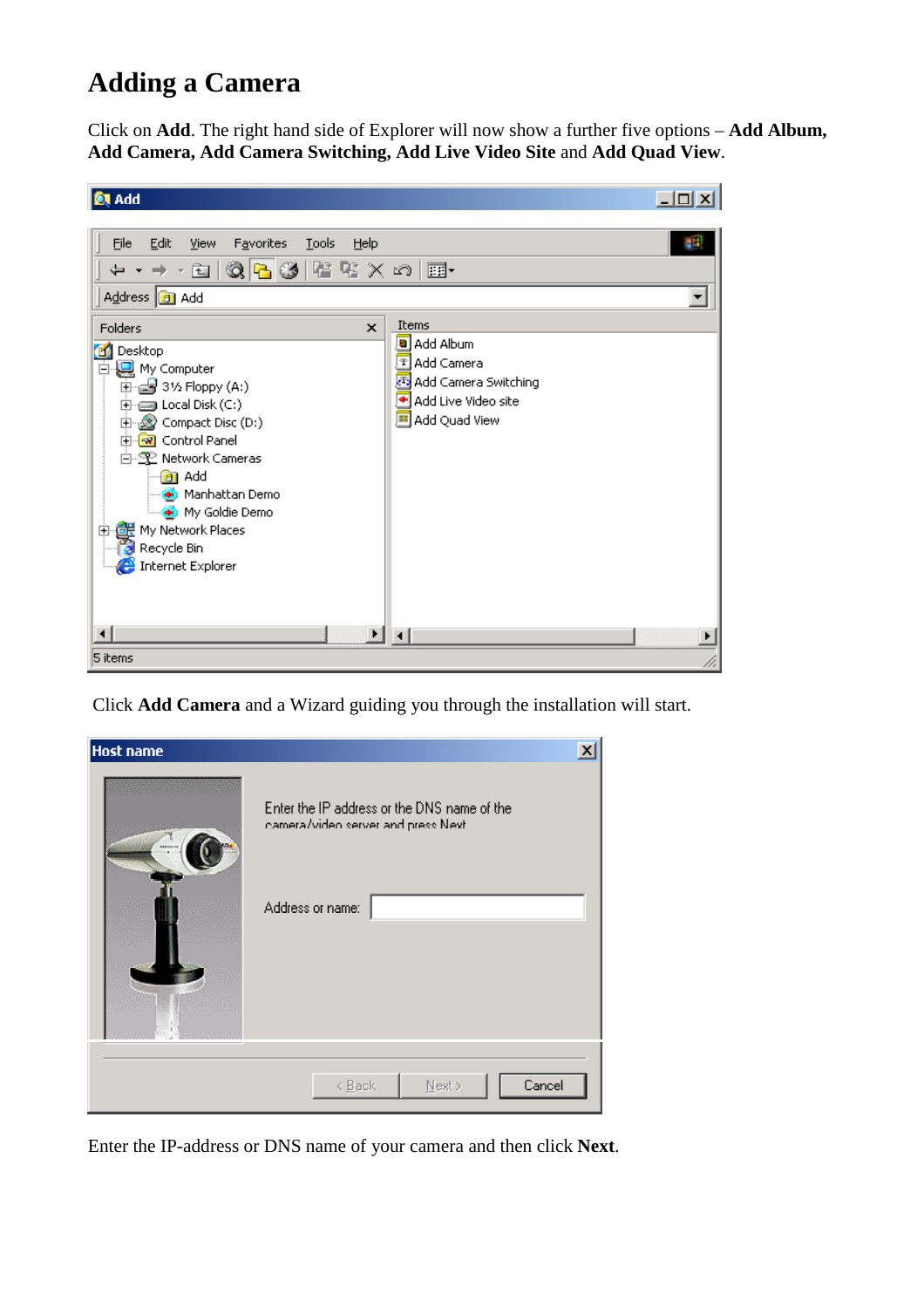# Adding a Camera

Click on **Add**. The right hand side of Explorer will now show a further five options – **Add Album, Add Camera, Add Camera Switching, Add Live Video Site** and **Add Quad View**.

Click **Add Camera** and a Wizard guiding you through the installation will start.

Enter the IP-address or DNS name of your camera and then click **Next**.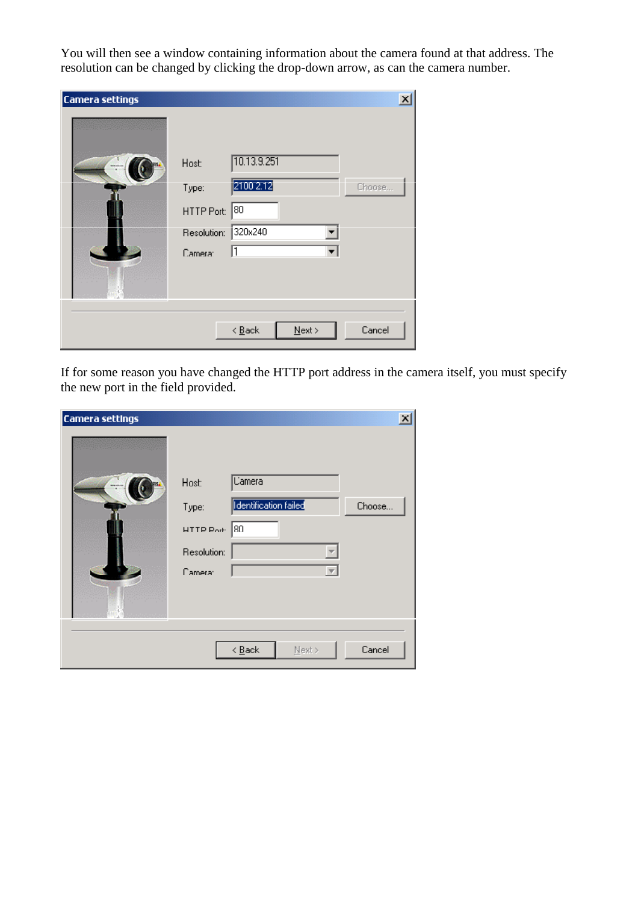You will then see a window containing information about the camera found at that address. The resolution can be changed by clicking the drop-down arrow, as can the camera number.

If for some reason you have changed the HTTP port address in the camera itself, you must specify the new port in the field provided.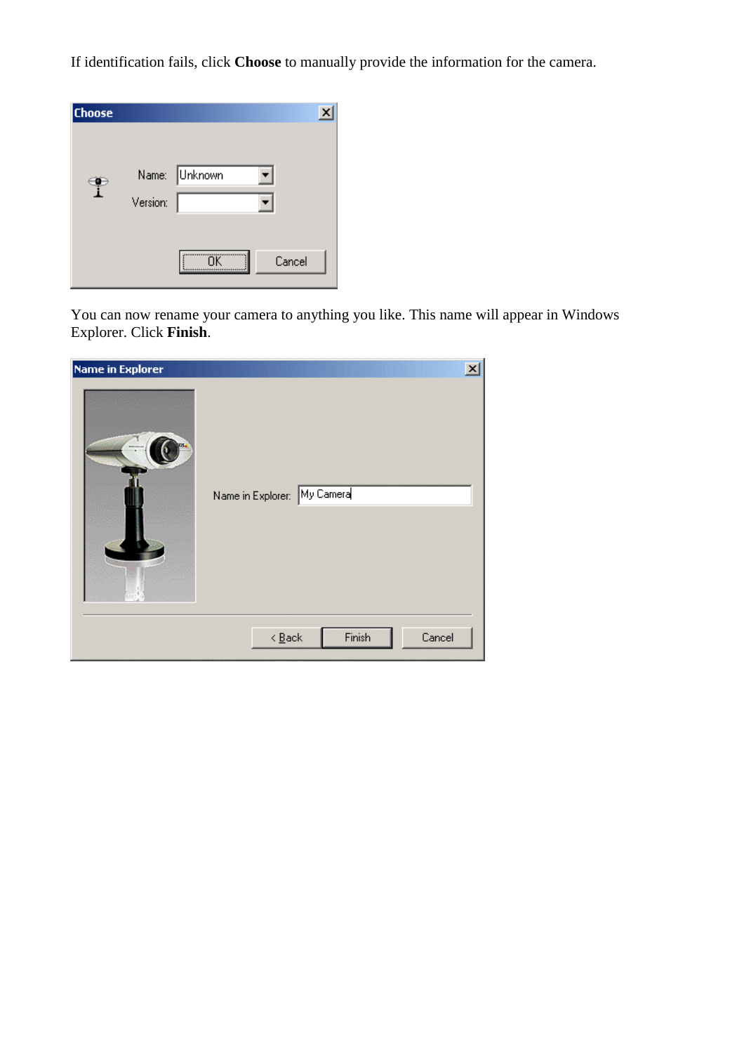If identification fails, click **Choose** to manually provide the information for the camera.

You can now rename your camera to anything you like. This name will appear in Windows Explorer. Click **Finish**.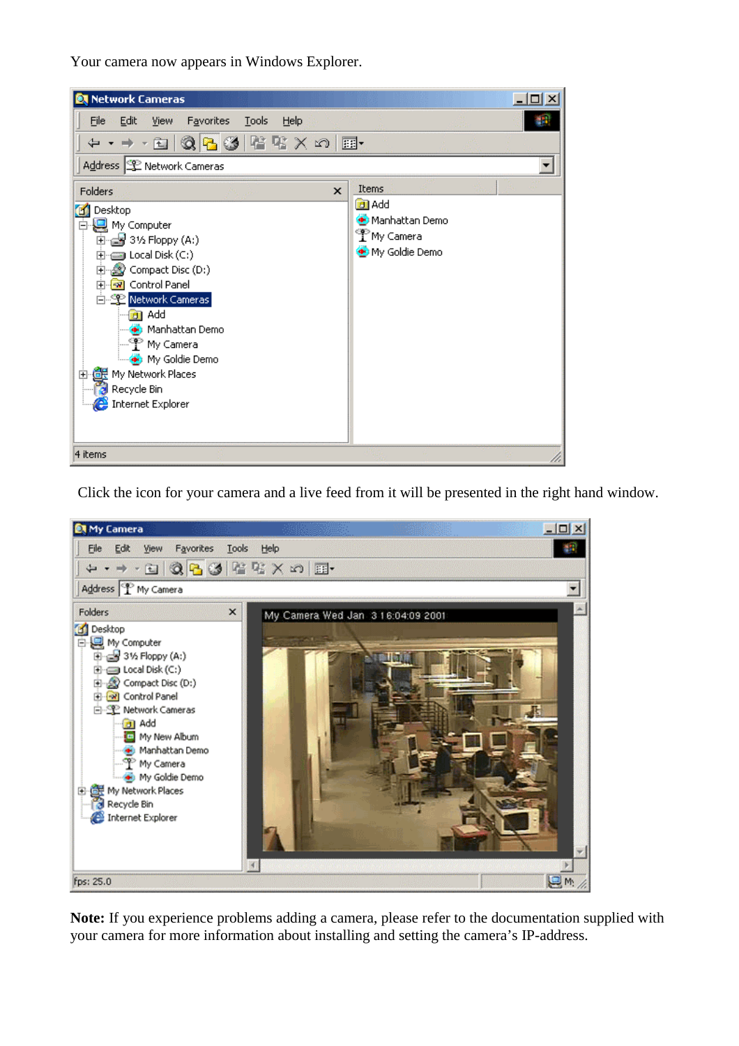Your camera now appears in Windows Explorer.

Click the icon for your camera and a live feed from it will be presented in the right hand window.

**Note:** If you experience problems adding a camera, please refer to the documentation supplied with your camera for more information about installing and setting the camera's IP-address.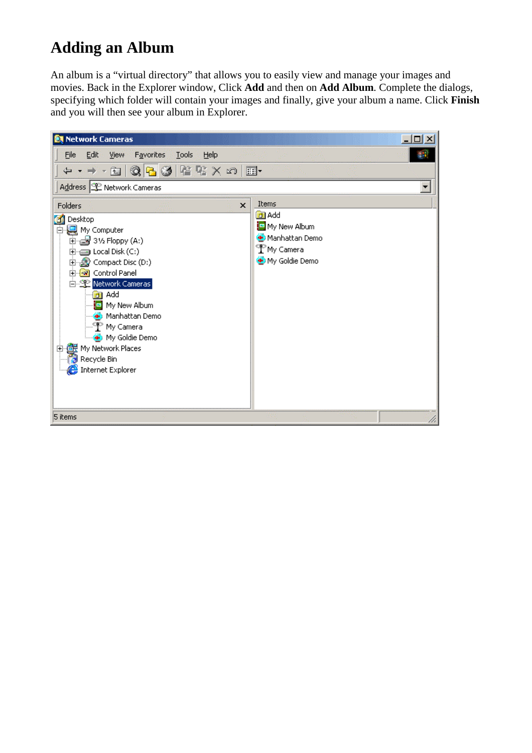# Adding an Album

An album is a "virtual directory" that allows you to easily view and manage your images and movies. Back in the Explorer window, Click **Add** and then on **Add Album**. Complete the dialogs, specifying which folder will contain your images and finally, give your album a name. Click **Finish** and you will then see your album in Explorer.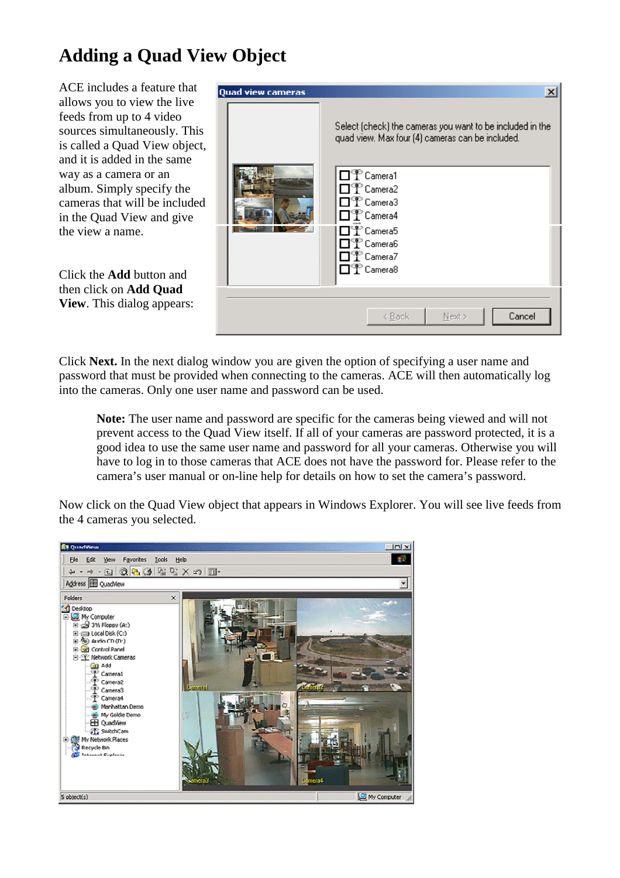# Adding a Quad View Object

ACE includes a feature that allows you to view the live feeds from up to 4 video sources simultaneously. This is called a Quad View object, and it is added in the same way as a camera or an album. Simply specify the cameras that will be included in the Quad View and give the view a name.

Click the **Add** button and then click on **Add Quad View**. This dialog appears:

Click **Next.** In the next dialog window you are given the option of specifying a user name and password that must be provided when connecting to the cameras. ACE will then automatically log into the cameras. Only one user name and password can be used.

> **Note:** The user name and password are specific for the cameras being viewed and will not prevent access to the Quad View itself. If all of your cameras are password protected, it is a good idea to use the same user name and password for all your cameras. Otherwise you will have to log in to those cameras that ACE does not have the password for. Please refer to the camera's user manual or on-line help for details on how to set the camera's password.

Now click on the Quad View object that appears in Windows Explorer. You will see live feeds from the 4 cameras you selected.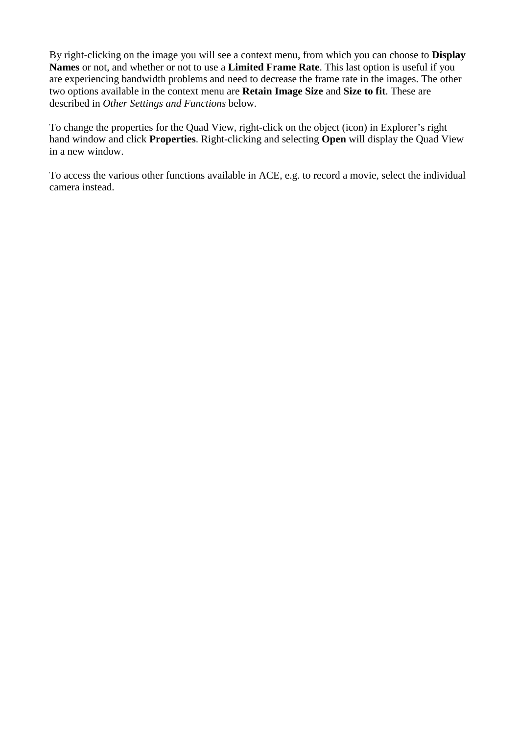By right-clicking on the image you will see a context menu, from which you can choose to **Display Names** or not, and whether or not to use a **Limited Frame Rate**. This last option is useful if you are experiencing bandwidth problems and need to decrease the frame rate in the images. The other two options available in the context menu are **Retain Image Size** and **Size to fit**. These are described in *Other Settings and Functions* below.

To change the properties for the Quad View, right-click on the object (icon) in Explorer's right hand window and click **Properties**. Right-clicking and selecting **Open** will display the Quad View in a new window.

To access the various other functions available in ACE, e.g. to record a movie, select the individual camera instead.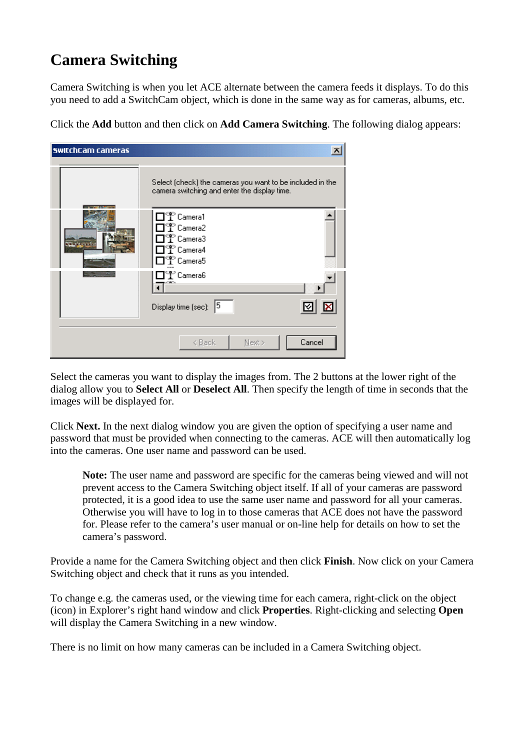# Camera Switching

Camera Switching is when you let ACE alternate between the camera feeds it displays. To do this you need to add a SwitchCam object, which is done in the same way as for cameras, albums, etc.

Click the **Add** button and then click on **Add Camera Switching**. The following dialog appears:

Select the cameras you want to display the images from. The 2 buttons at the lower right of the dialog allow you to **Select All** or **Deselect All**. Then specify the length of time in seconds that the images will be displayed for.

Click **Next.** In the next dialog window you are given the option of specifying a user name and password that must be provided when connecting to the cameras. ACE will then automatically log into the cameras. One user name and password can be used.

> **Note:** The user name and password are specific for the cameras being viewed and will not prevent access to the Camera Switching object itself. If all of your cameras are password protected, it is a good idea to use the same user name and password for all your cameras. Otherwise you will have to log in to those cameras that ACE does not have the password for. Please refer to the camera's user manual or on-line help for details on how to set the camera's password.

Provide a name for the Camera Switching object and then click **Finish**. Now click on your Camera Switching object and check that it runs as you intended.

To change e.g. the cameras used, or the viewing time for each camera, right-click on the object (icon) in Explorer's right hand window and click **Properties**. Right-clicking and selecting **Open** will display the Camera Switching in a new window.

There is no limit on how many cameras can be included in a Camera Switching object.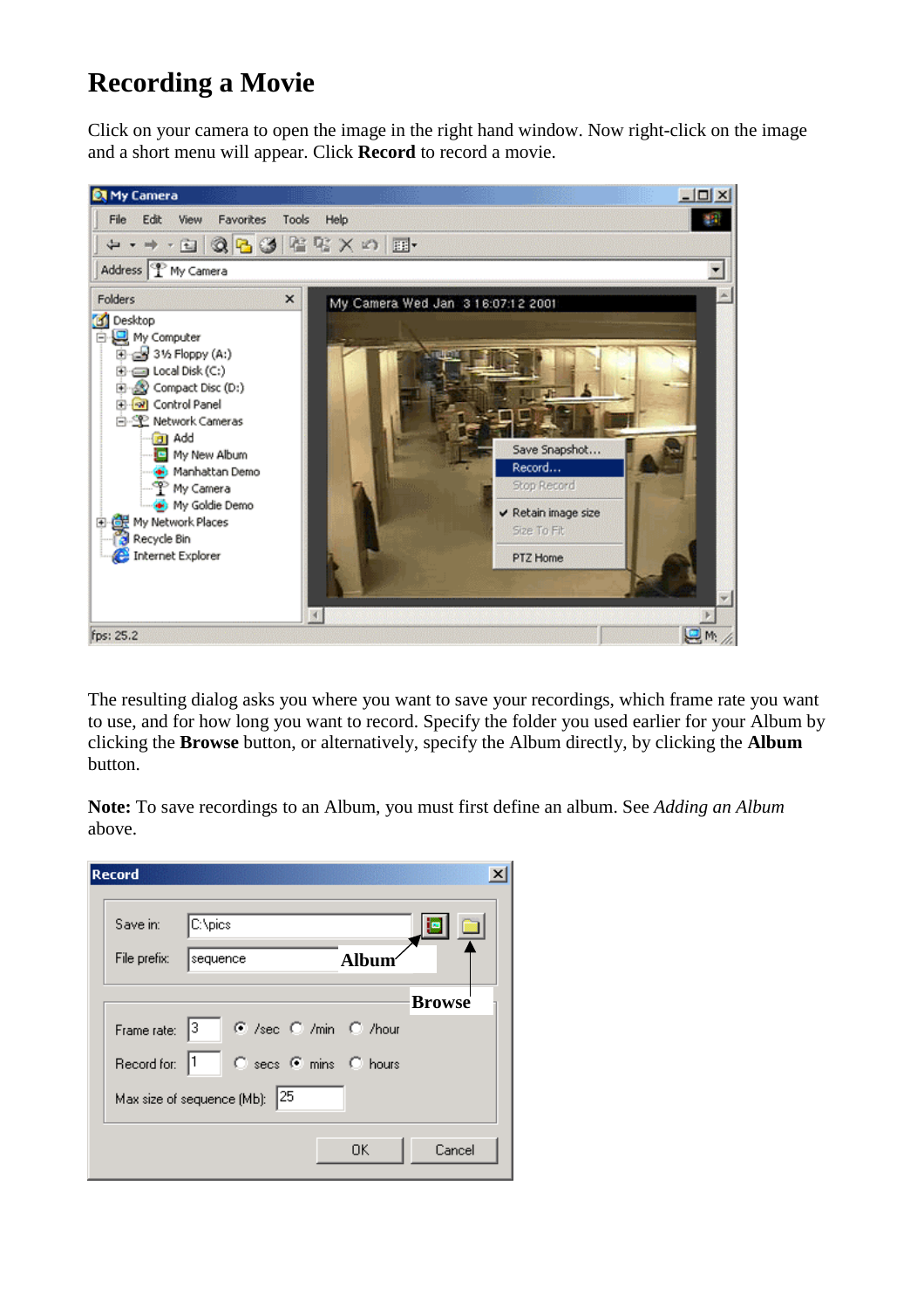# Recording a Movie

Click on your camera to open the image in the right hand window. Now right-click on the image and a short menu will appear. Click **Record** to record a movie.

The resulting dialog asks you where you want to save your recordings, which frame rate you want to use, and for how long you want to record. Specify the folder you used earlier for your Album by clicking the **Browse** button, or alternatively, specify the Album directly, by clicking the **Album** button.

**Note:** To save recordings to an Album, you must first define an album. See *Adding an Album* above.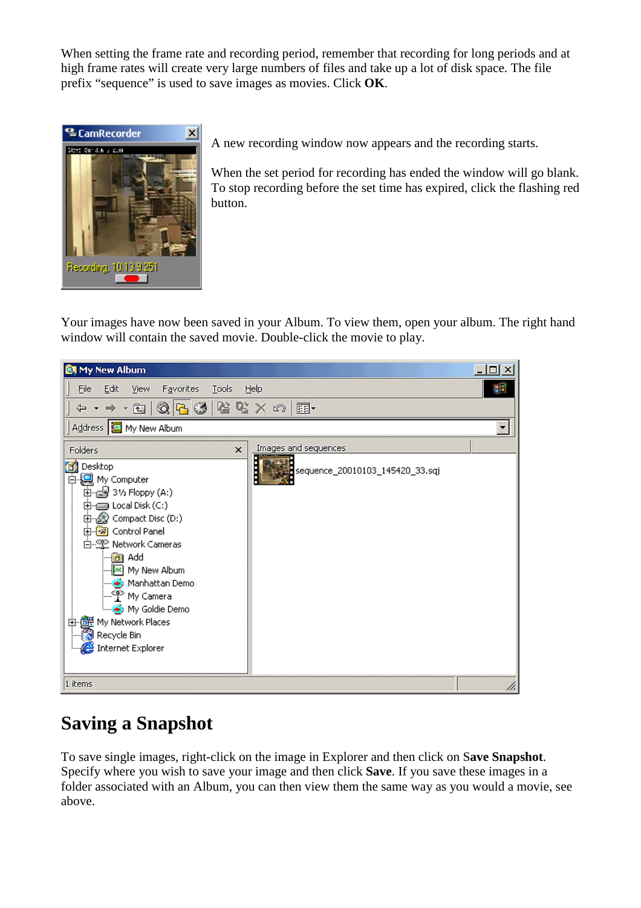When setting the frame rate and recording period, remember that recording for long periods and at high frame rates will create very large numbers of files and take up a lot of disk space. The file prefix “sequence” is used to save images as movies. Click **OK**.

A new recording window now appears and the recording starts.

When the set period for recording has ended the window will go blank. To stop recording before the set time has expired, click the flashing red button.

Your images have now been saved in your Album. To view them, open your album. The right hand window will contain the saved movie. Double-click the movie to play.

## Saving a Snapshot

To save single images, right-click on the image in Explorer and then click on **Save Snapshot**. Specify where you wish to save your image and then click **Save**. If you save these images in a folder associated with an Album, you can then view them the same way as you would a movie, see above.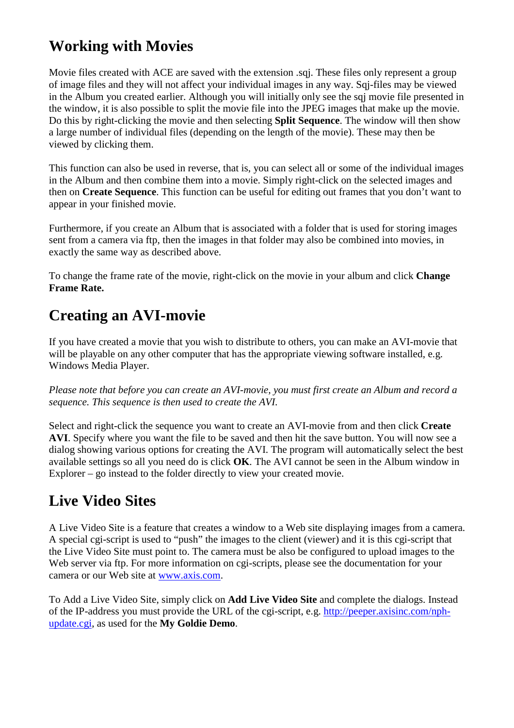## Working with Movies

Movie files created with ACE are saved with the extension .sqj. These files only represent a group of image files and they will not affect your individual images in any way. Sqj-files may be viewed in the Album you created earlier. Although you will initially only see the sqj movie file presented in the window, it is also possible to split the movie file into the JPEG images that make up the movie. Do this by right-clicking the movie and then selecting **Split Sequence**. The window will then show a large number of individual files (depending on the length of the movie). These may then be viewed by clicking them.

This function can also be used in reverse, that is, you can select all or some of the individual images in the Album and then combine them into a movie. Simply right-click on the selected images and then on **Create Sequence**. This function can be useful for editing out frames that you don't want to appear in your finished movie.

Furthermore, if you create an Album that is associated with a folder that is used for storing images sent from a camera via ftp, then the images in that folder may also be combined into movies, in exactly the same way as described above.

To change the frame rate of the movie, right-click on the movie in your album and click **Change Frame Rate.**

## Creating an AVI-movie

If you have created a movie that you wish to distribute to others, you can make an AVI-movie that will be playable on any other computer that has the appropriate viewing software installed, e.g. Windows Media Player.

*Please note that before you can create an AVI-movie, you must first create an Album and record a sequence. This sequence is then used to create the AVI.*

Select and right-click the sequence you want to create an AVI-movie from and then click **Create AVI**. Specify where you want the file to be saved and then hit the save button. You will now see a dialog showing various options for creating the AVI. The program will automatically select the best available settings so all you need do is click **OK**. The AVI cannot be seen in the Album window in Explorer – go instead to the folder directly to view your created movie.

## Live Video Sites

A Live Video Site is a feature that creates a window to a Web site displaying images from a camera. A special cgi-script is used to "push" the images to the client (viewer) and it is this cgi-script that the Live Video Site must point to. The camera must be also be configured to upload images to the Web server via ftp. For more information on cgi-scripts, please see the documentation for your camera or our Web site at [www.axis.com](http://www.axis.com).

To Add a Live Video Site, simply click on **Add Live Video Site** and complete the dialogs. Instead of the IP-address you must provide the URL of the cgi-script, e.g. [http://peeper.axisinc.com/nph-update.cgi](http://peeper.axisinc.com/nph-update.cgi), as used for the **My Goldie Demo**.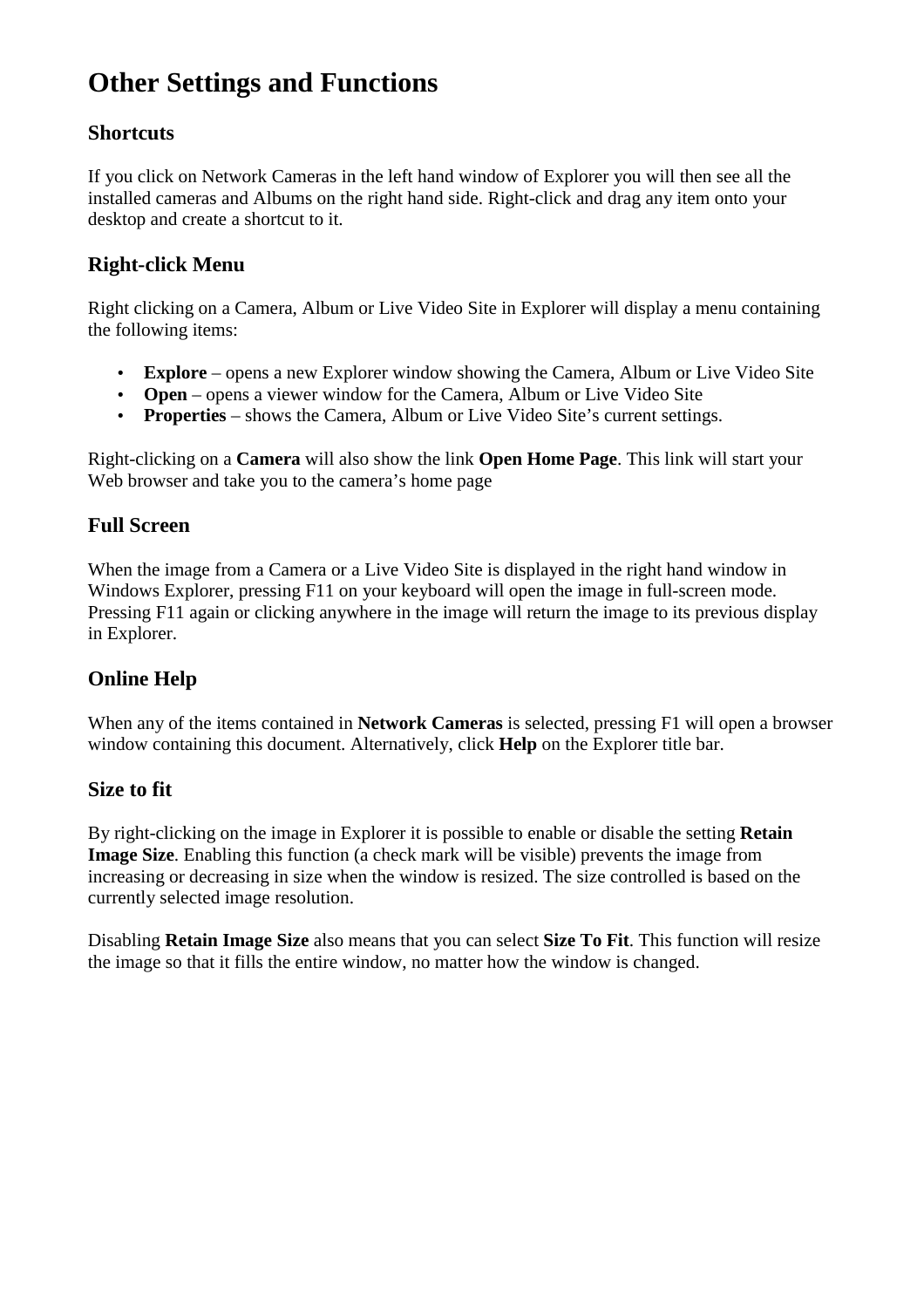# Other Settings and Functions

## Shortcuts

If you click on Network Cameras in the left hand window of Explorer you will then see all the installed cameras and Albums on the right hand side. Right-click and drag any item onto your desktop and create a shortcut to it.

## Right-click Menu

Right clicking on a Camera, Album or Live Video Site in Explorer will display a menu containing the following items:

- **Explore** – opens a new Explorer window showing the Camera, Album or Live Video Site
- **Open** – opens a viewer window for the Camera, Album or Live Video Site
- **Properties** – shows the Camera, Album or Live Video Site's current settings.

Right-clicking on a **Camera** will also show the link **Open Home Page**. This link will start your Web browser and take you to the camera's home page

## Full Screen

When the image from a Camera or a Live Video Site is displayed in the right hand window in Windows Explorer, pressing F11 on your keyboard will open the image in full-screen mode. Pressing F11 again or clicking anywhere in the image will return the image to its previous display in Explorer.

## Online Help

When any of the items contained in **Network Cameras** is selected, pressing F1 will open a browser window containing this document. Alternatively, click **Help** on the Explorer title bar.

## Size to fit

By right-clicking on the image in Explorer it is possible to enable or disable the setting **Retain Image Size**. Enabling this function (a check mark will be visible) prevents the image from increasing or decreasing in size when the window is resized. The size controlled is based on the currently selected image resolution.

Disabling **Retain Image Size** also means that you can select **Size To Fit**. This function will resize the image so that it fills the entire window, no matter how the window is changed.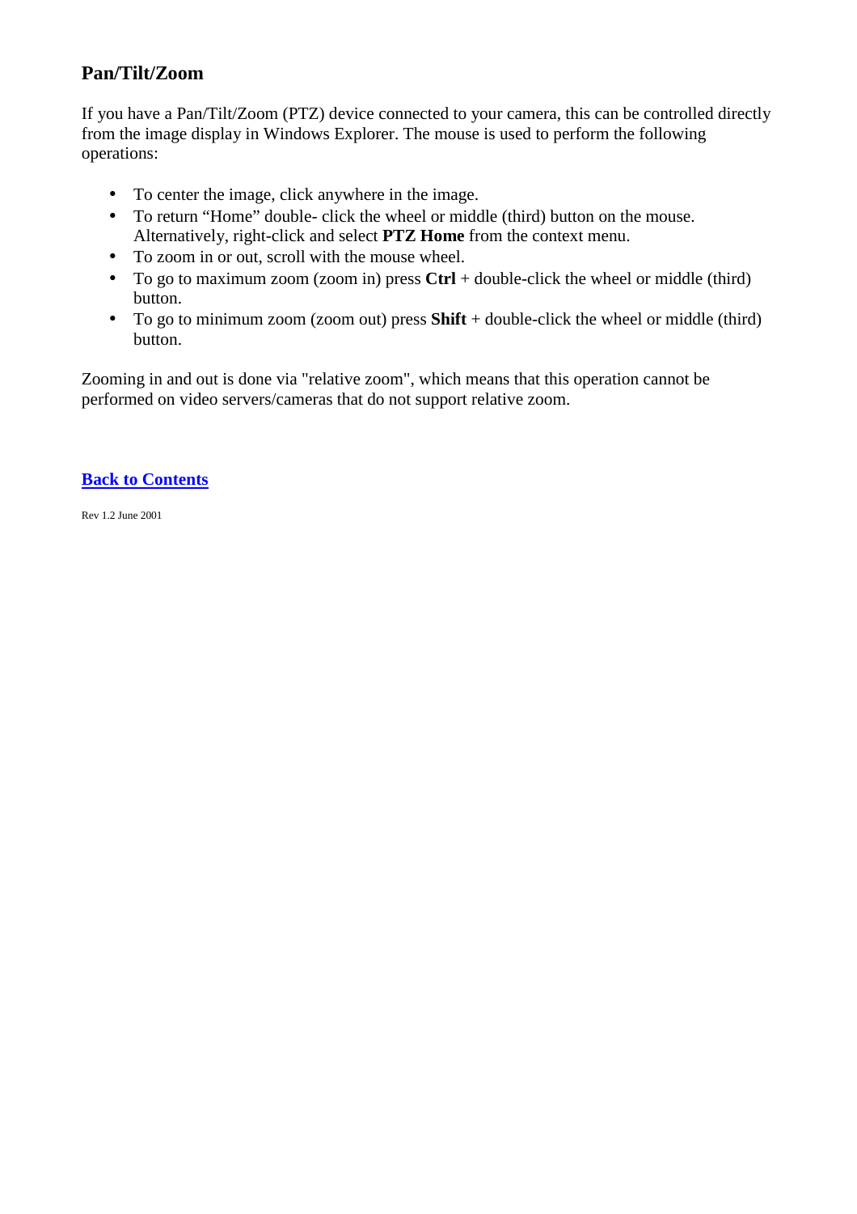## Pan/Tilt/Zoom

If you have a Pan/Tilt/Zoom (PTZ) device connected to your camera, this can be controlled directly from the image display in Windows Explorer. The mouse is used to perform the following operations:

- To center the image, click anywhere in the image.
- To return “Home” double- click the wheel or middle (third) button on the mouse. Alternatively, right-click and select **PTZ Home** from the context menu.
- To zoom in or out, scroll with the mouse wheel.
- To go to maximum zoom (zoom in) press **Ctrl** + double-click the wheel or middle (third) button.
- To go to minimum zoom (zoom out) press **Shift** + double-click the wheel or middle (third) button.

Zooming in and out is done via "relative zoom", which means that this operation cannot be performed on video servers/cameras that do not support relative zoom.

**Back to Contents**

Rev 1.2 June 2001